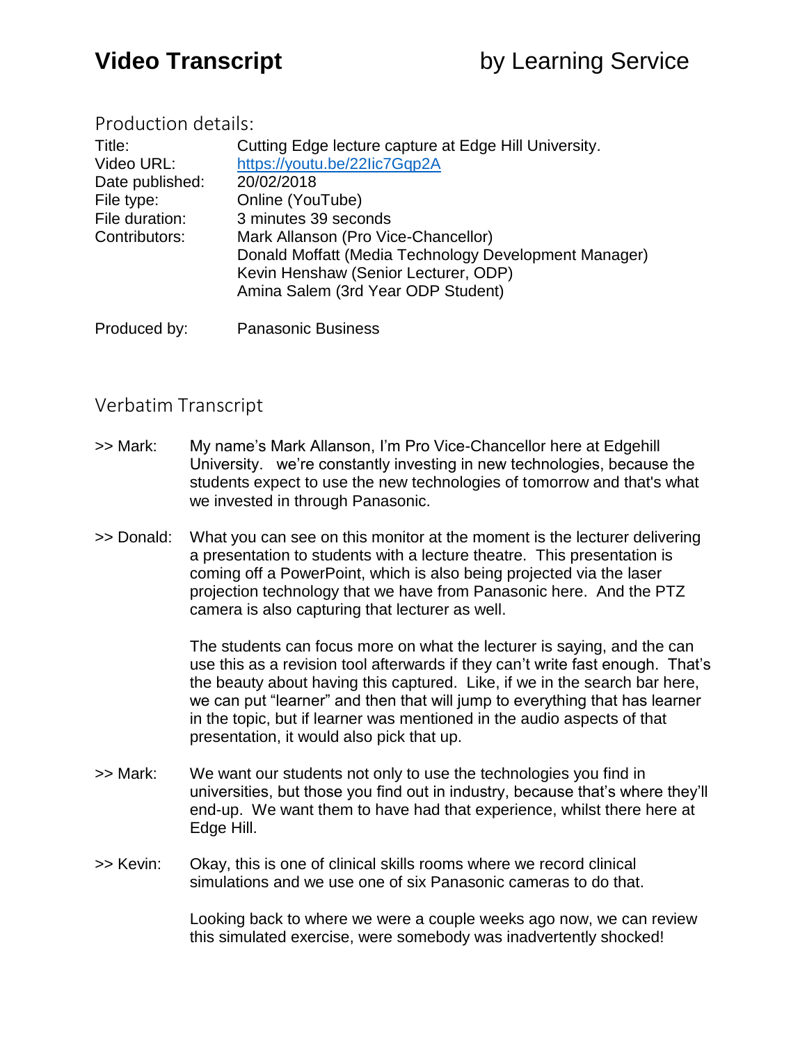# Video Transcript by Learning Service

## Production details:

| | |
|---|---|
| Title: | Cutting Edge lecture capture at Edge Hill University. |
| Video URL: | [https://youtu.be/22Iic7Gqp2A](https://youtu.be/22Iic7Gqp2A) |
| Date published: | 20/02/2018 |
| File type: | Online (YouTube) |
| File duration: | 3 minutes 39 seconds |
| Contributors: | Mark Allanson (Pro Vice-Chancellor)<br>Donald Moffatt (Media Technology Development Manager)<br>Kevin Henshaw (Senior Lecturer, ODP)<br>Amina Salem (3rd Year ODP Student) |
| Produced by: | Panasonic Business |

## Verbatim Transcript

>> Mark: My name's Mark Allanson, I'm Pro Vice-Chancellor here at Edgehill University. we're constantly investing in new technologies, because the students expect to use the new technologies of tomorrow and that's what we invested in through Panasonic.

>> Donald: What you can see on this monitor at the moment is the lecturer delivering a presentation to students with a lecture theatre. This presentation is coming off a PowerPoint, which is also being projected via the laser projection technology that we have from Panasonic here. And the PTZ camera is also capturing that lecturer as well.

The students can focus more on what the lecturer is saying, and the can use this as a revision tool afterwards if they can't write fast enough. That's the beauty about having this captured. Like, if we in the search bar here, we can put "learner" and then that will jump to everything that has learner in the topic, but if learner was mentioned in the audio aspects of that presentation, it would also pick that up.

>> Mark: We want our students not only to use the technologies you find in universities, but those you find out in industry, because that's where they'll end-up. We want them to have had that experience, whilst there here at Edge Hill.

>> Kevin: Okay, this is one of clinical skills rooms where we record clinical simulations and we use one of six Panasonic cameras to do that.

Looking back to where we were a couple weeks ago now, we can review this simulated exercise, were somebody was inadvertently shocked!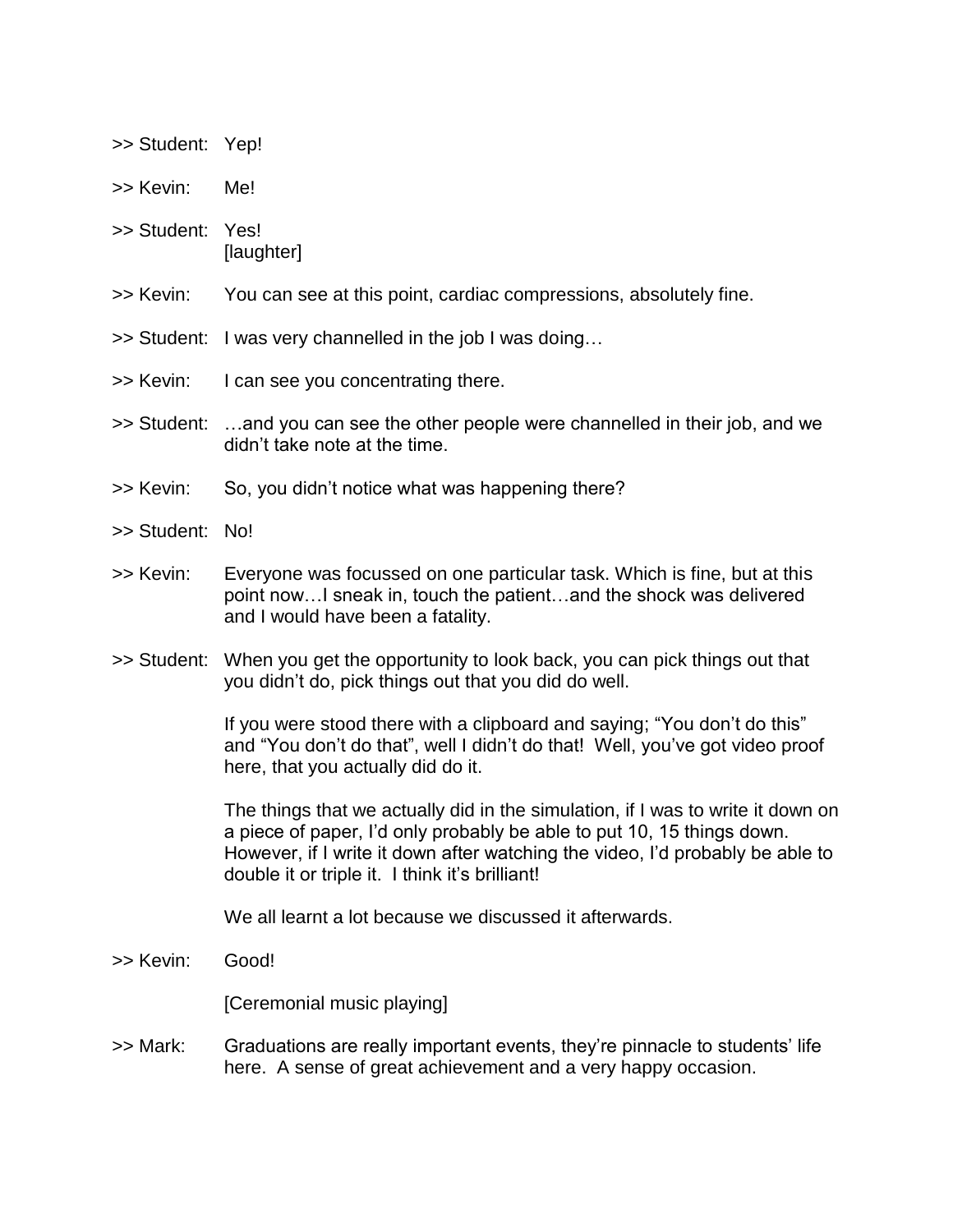>> Student: Yep!

>> Kevin: Me!

>> Student: Yes!
[laughter]

>> Kevin: You can see at this point, cardiac compressions, absolutely fine.

>> Student: I was very channelled in the job I was doing…

>> Kevin: I can see you concentrating there.

>> Student: …and you can see the other people were channelled in their job, and we didn't take note at the time.

>> Kevin: So, you didn't notice what was happening there?

>> Student: No!

>> Kevin: Everyone was focussed on one particular task. Which is fine, but at this point now…I sneak in, touch the patient…and the shock was delivered and I would have been a fatality.

>> Student: When you get the opportunity to look back, you can pick things out that you didn't do, pick things out that you did do well.

If you were stood there with a clipboard and saying; "You don't do this" and "You don't do that", well I didn't do that! Well, you've got video proof here, that you actually did do it.

The things that we actually did in the simulation, if I was to write it down on a piece of paper, I'd only probably be able to put 10, 15 things down. However, if I write it down after watching the video, I'd probably be able to double it or triple it. I think it's brilliant!

We all learnt a lot because we discussed it afterwards.

>> Kevin: Good!

[Ceremonial music playing]

>> Mark: Graduations are really important events, they're pinnacle to students' life here. A sense of great achievement and a very happy occasion.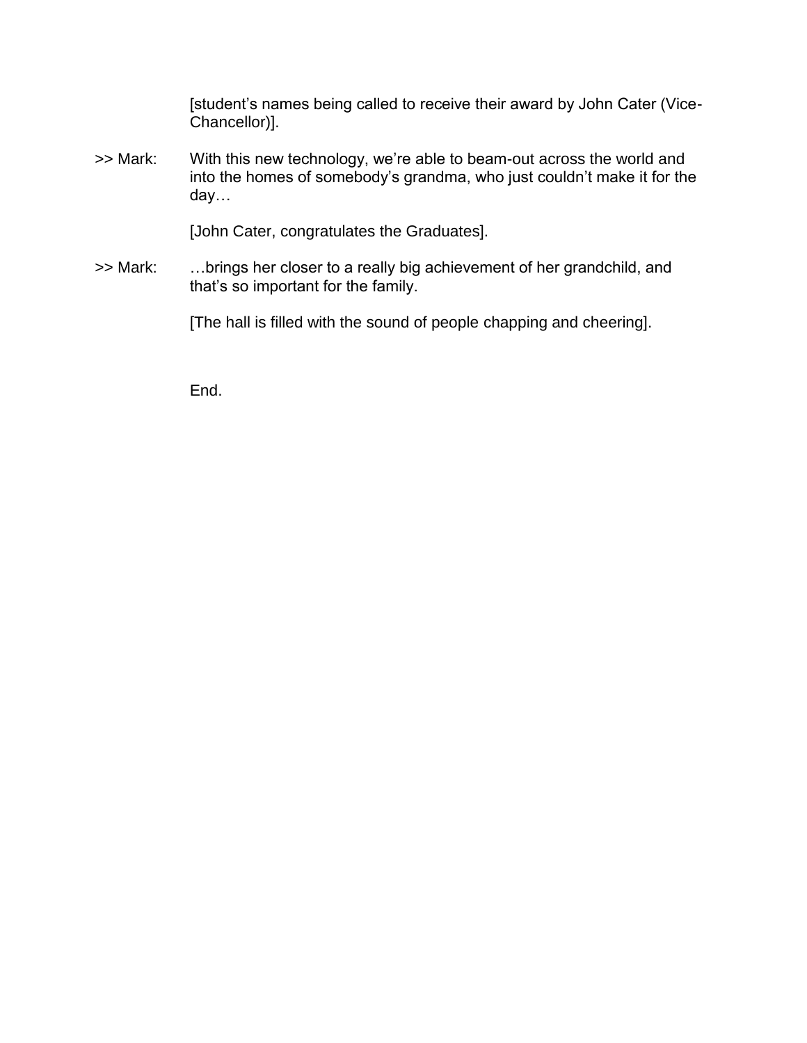[student's names being called to receive their award by John Cater (Vice-Chancellor)].

>> Mark: With this new technology, we're able to beam-out across the world and into the homes of somebody's grandma, who just couldn't make it for the day…

[John Cater, congratulates the Graduates].

>> Mark: …brings her closer to a really big achievement of her grandchild, and that's so important for the family.

[The hall is filled with the sound of people chapping and cheering].

End.